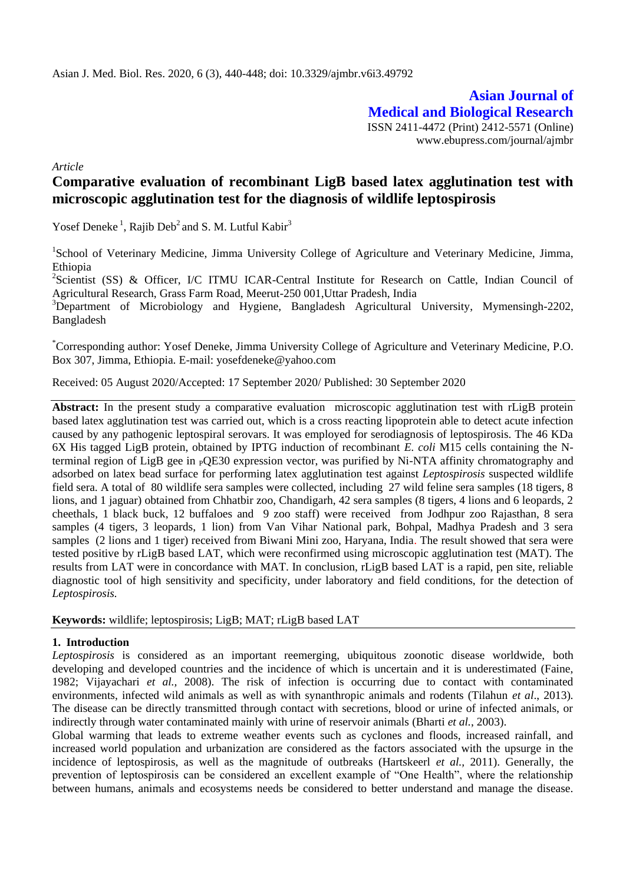**Asian Journal of Medical and Biological Research**

ISSN 2411-4472 (Print) 2412-5571 (Online)
www.ebupress.com/journal/ajmbr

*Article*

# Comparative evaluation of recombinant LigB based latex agglutination test with microscopic agglutination test for the diagnosis of wildlife leptospirosis

Yosef Deneke [1], Rajib Deb[2] and S. M. Lutful Kabir[3]

[1]School of Veterinary Medicine, Jimma University College of Agriculture and Veterinary Medicine, Jimma, Ethiopia

[2]Scientist (SS) & Officer, I/C ITMU ICAR-Central Institute for Research on Cattle, Indian Council of Agricultural Research, Grass Farm Road, Meerut-250 001,Uttar Pradesh, India

[3]Department of Microbiology and Hygiene, Bangladesh Agricultural University, Mymensingh-2202, Bangladesh

[*]Corresponding author: Yosef Deneke, Jimma University College of Agriculture and Veterinary Medicine, P.O. Box 307, Jimma, Ethiopia. E-mail: yosefdeneke@yahoo.com

Received: 05 August 2020/Accepted: 17 September 2020/ Published: 30 September 2020

**Abstract:** In the present study a comparative evaluation microscopic agglutination test with rLigB protein based latex agglutination test was carried out, which is a cross reacting lipoprotein able to detect acute infection caused by any pathogenic leptospiral serovars. It was employed for serodiagnosis of leptospirosis. The 46 KDa 6X His tagged LigB protein, obtained by IPTG induction of recombinant *E. coli* M15 cells containing the N-terminal region of LigB gee in $_P$QE30 expression vector, was purified by Ni-NTA affinity chromatography and adsorbed on latex bead surface for performing latex agglutination test against *Leptospirosis* suspected wildlife field sera. A total of 80 wildlife sera samples were collected, including 27 wild feline sera samples (18 tigers, 8 lions, and 1 jaguar) obtained from Chhatbir zoo, Chandigarh, 42 sera samples (8 tigers, 4 lions and 6 leopards, 2 cheethals, 1 black buck, 12 buffaloes and 9 zoo staff) were received from Jodhpur zoo Rajasthan, 8 sera samples (4 tigers, 3 leopards, 1 lion) from Van Vihar National park, Bohpal, Madhya Pradesh and 3 sera samples (2 lions and 1 tiger) received from Biwani Mini zoo, Haryana, India. The result showed that sera were tested positive by rLigB based LAT, which were reconfirmed using microscopic agglutination test (MAT). The results from LAT were in concordance with MAT. In conclusion, rLigB based LAT is a rapid, pen site, reliable diagnostic tool of high sensitivity and specificity, under laboratory and field conditions, for the detection of *Leptospirosis.*

**Keywords:** wildlife; leptospirosis; LigB; MAT; rLigB based LAT

## 1. Introduction

*Leptospirosis* is considered as an important reemerging, ubiquitous zoonotic disease worldwide, both developing and developed countries and the incidence of which is uncertain and it is underestimated (Faine, 1982; Vijayachari *et al.,* 2008). The risk of infection is occurring due to contact with contaminated environments, infected wild animals as well as with synanthropic animals and rodents (Tilahun *et al*., 2013)*.* The disease can be directly transmitted through contact with secretions, blood or urine of infected animals, or indirectly through water contaminated mainly with urine of reservoir animals (Bharti *et al.*, 2003).

Global warming that leads to extreme weather events such as cyclones and floods, increased rainfall, and increased world population and urbanization are considered as the factors associated with the upsurge in the incidence of leptospirosis, as well as the magnitude of outbreaks (Hartskeerl *et al.,* 2011). Generally, the prevention of leptospirosis can be considered an excellent example of "One Health", where the relationship between humans, animals and ecosystems needs be considered to better understand and manage the disease.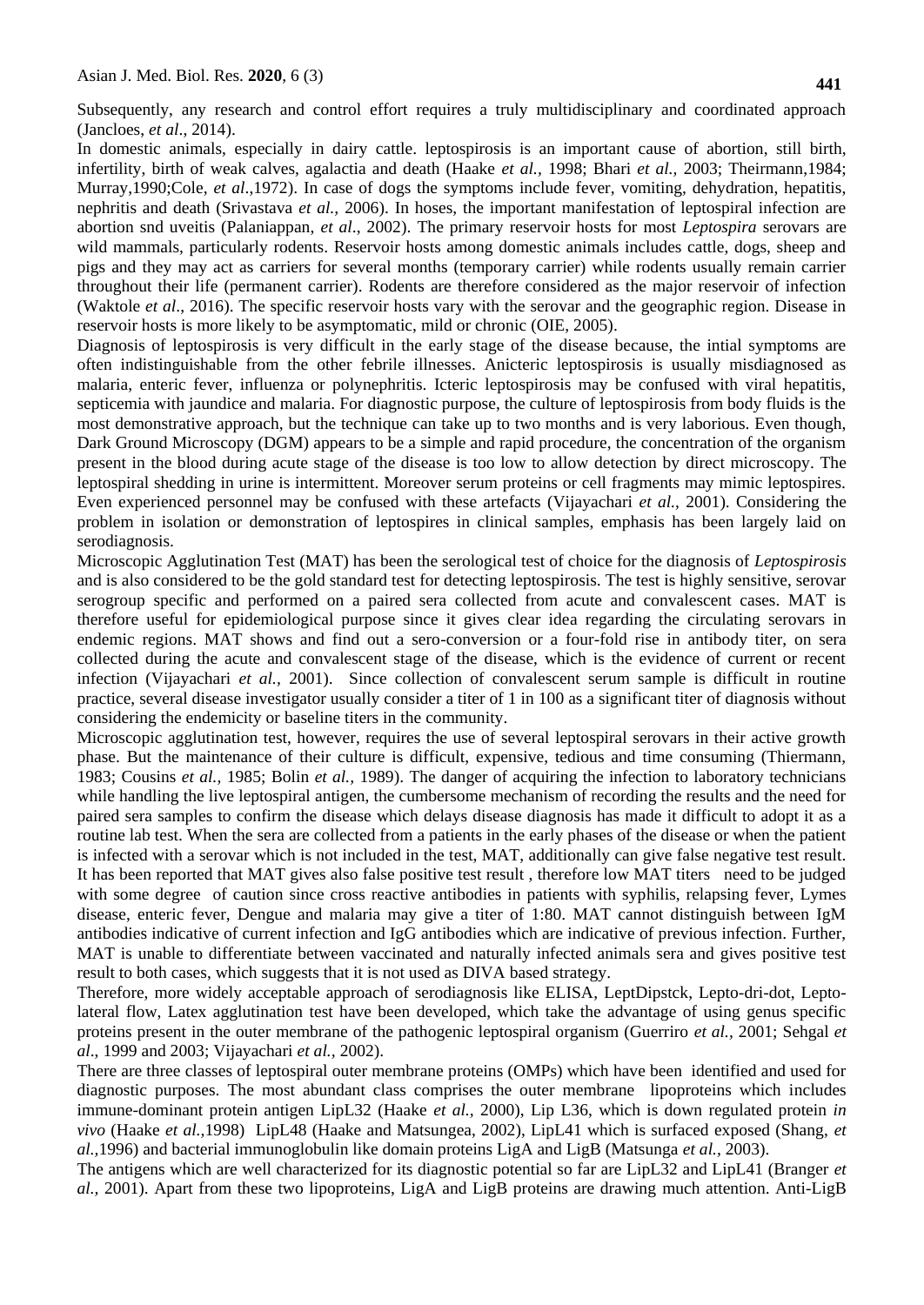Subsequently, any research and control effort requires a truly multidisciplinary and coordinated approach (Jancloes, *et al*., 2014).

In domestic animals, especially in dairy cattle. leptospirosis is an important cause of abortion, still birth, infertility, birth of weak calves, agalactia and death (Haake *et al.,* 1998; Bhari *et al.,* 2003; Theirmann,1984; Murray,1990;Cole, *et al*.,1972). In case of dogs the symptoms include fever, vomiting, dehydration, hepatitis, nephritis and death (Srivastava *et al.,* 2006). In hoses, the important manifestation of leptospiral infection are abortion snd uveitis (Palaniappan, *et al*., 2002). The primary reservoir hosts for most *Leptospira* serovars are wild mammals, particularly rodents. Reservoir hosts among domestic animals includes cattle, dogs, sheep and pigs and they may act as carriers for several months (temporary carrier) while rodents usually remain carrier throughout their life (permanent carrier). Rodents are therefore considered as the major reservoir of infection (Waktole *et al*., 2016). The specific reservoir hosts vary with the serovar and the geographic region. Disease in reservoir hosts is more likely to be asymptomatic, mild or chronic (OIE, 2005).

Diagnosis of leptospirosis is very difficult in the early stage of the disease because, the intial symptoms are often indistinguishable from the other febrile illnesses. Anicteric leptospirosis is usually misdiagnosed as malaria, enteric fever, influenza or polynephritis. Icteric leptospirosis may be confused with viral hepatitis, septicemia with jaundice and malaria. For diagnostic purpose, the culture of leptospirosis from body fluids is the most demonstrative approach, but the technique can take up to two months and is very laborious. Even though, Dark Ground Microscopy (DGM) appears to be a simple and rapid procedure, the concentration of the organism present in the blood during acute stage of the disease is too low to allow detection by direct microscopy. The leptospiral shedding in urine is intermittent. Moreover serum proteins or cell fragments may mimic leptospires. Even experienced personnel may be confused with these artefacts (Vijayachari *et al.,* 2001). Considering the problem in isolation or demonstration of leptospires in clinical samples, emphasis has been largely laid on serodiagnosis.

Microscopic Agglutination Test (MAT) has been the serological test of choice for the diagnosis of *Leptospirosis* and is also considered to be the gold standard test for detecting leptospirosis. The test is highly sensitive, serovar serogroup specific and performed on a paired sera collected from acute and convalescent cases. MAT is therefore useful for epidemiological purpose since it gives clear idea regarding the circulating serovars in endemic regions. MAT shows and find out a sero-conversion or a four-fold rise in antibody titer, on sera collected during the acute and convalescent stage of the disease, which is the evidence of current or recent infection (Vijayachari *et al.,* 2001). Since collection of convalescent serum sample is difficult in routine practice, several disease investigator usually consider a titer of 1 in 100 as a significant titer of diagnosis without considering the endemicity or baseline titers in the community.

Microscopic agglutination test, however, requires the use of several leptospiral serovars in their active growth phase. But the maintenance of their culture is difficult, expensive, tedious and time consuming (Thiermann, 1983; Cousins *et al.,* 1985; Bolin *et al.,* 1989). The danger of acquiring the infection to laboratory technicians while handling the live leptospiral antigen, the cumbersome mechanism of recording the results and the need for paired sera samples to confirm the disease which delays disease diagnosis has made it difficult to adopt it as a routine lab test. When the sera are collected from a patients in the early phases of the disease or when the patient is infected with a serovar which is not included in the test, MAT, additionally can give false negative test result. It has been reported that MAT gives also false positive test result , therefore low MAT titers need to be judged with some degree of caution since cross reactive antibodies in patients with syphilis, relapsing fever, Lymes disease, enteric fever, Dengue and malaria may give a titer of 1:80. MAT cannot distinguish between IgM antibodies indicative of current infection and IgG antibodies which are indicative of previous infection. Further, MAT is unable to differentiate between vaccinated and naturally infected animals sera and gives positive test result to both cases, which suggests that it is not used as DIVA based strategy.

Therefore, more widely acceptable approach of serodiagnosis like ELISA, LeptDipstck, Lepto-dri-dot, Lepto-lateral flow, Latex agglutination test have been developed, which take the advantage of using genus specific proteins present in the outer membrane of the pathogenic leptospiral organism (Guerriro *et al.,* 2001; Sehgal *et al*., 1999 and 2003; Vijayachari *et al.,* 2002).

There are three classes of leptospiral outer membrane proteins (OMPs) which have been identified and used for diagnostic purposes. The most abundant class comprises the outer membrane lipoproteins which includes immune-dominant protein antigen LipL32 (Haake *et al.,* 2000), Lip L36, which is down regulated protein *in vivo* (Haake *et al.,*1998) LipL48 (Haake and Matsungea, 2002), LipL41 which is surfaced exposed (Shang, *et al.,*1996) and bacterial immunoglobulin like domain proteins LigA and LigB (Matsunga *et al.,* 2003).

The antigens which are well characterized for its diagnostic potential so far are LipL32 and LipL41 (Branger *et al.,* 2001). Apart from these two lipoproteins, LigA and LigB proteins are drawing much attention. Anti-LigB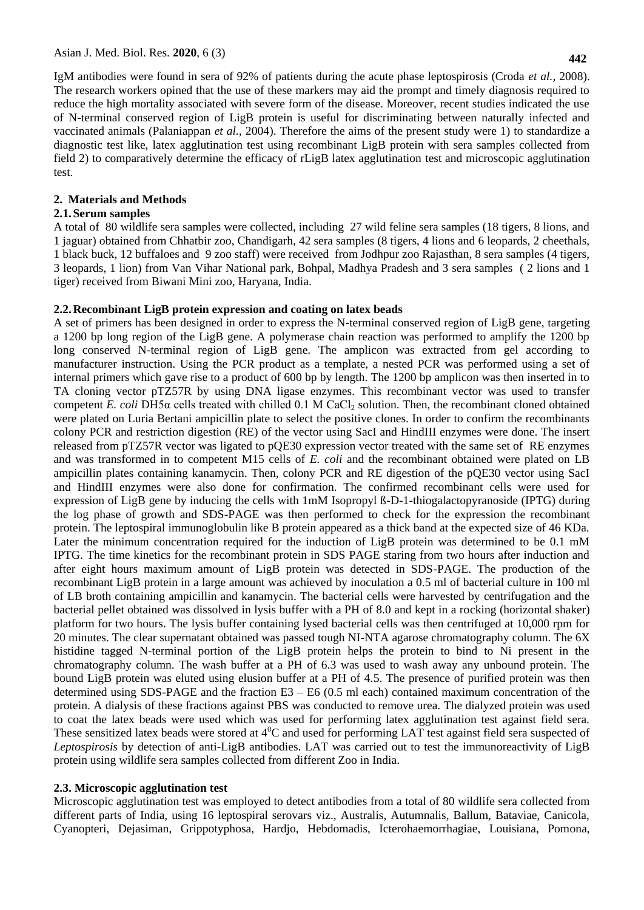IgM antibodies were found in sera of 92% of patients during the acute phase leptospirosis (Croda *et al.*, 2008). The research workers opined that the use of these markers may aid the prompt and timely diagnosis required to reduce the high mortality associated with severe form of the disease. Moreover, recent studies indicated the use of N-terminal conserved region of LigB protein is useful for discriminating between naturally infected and vaccinated animals (Palaniappan *et al.*, 2004). Therefore the aims of the present study were 1) to standardize a diagnostic test like, latex agglutination test using recombinant LigB protein with sera samples collected from field 2) to comparatively determine the efficacy of rLigB latex agglutination test and microscopic agglutination test.

## 2. Materials and Methods

### 2.1. Serum samples

A total of 80 wildlife sera samples were collected, including 27 wild feline sera samples (18 tigers, 8 lions, and 1 jaguar) obtained from Chhatbir zoo, Chandigarh, 42 sera samples (8 tigers, 4 lions and 6 leopards, 2 cheethals, 1 black buck, 12 buffaloes and 9 zoo staff) were received from Jodhpur zoo Rajasthan, 8 sera samples (4 tigers, 3 leopards, 1 lion) from Van Vihar National park, Bohpal, Madhya Pradesh and 3 sera samples ( 2 lions and 1 tiger) received from Biwani Mini zoo, Haryana, India.

### 2.2. Recombinant LigB protein expression and coating on latex beads

A set of primers has been designed in order to express the N-terminal conserved region of LigB gene, targeting a 1200 bp long region of the LigB gene. A polymerase chain reaction was performed to amplify the 1200 bp long conserved N-terminal region of LigB gene. The amplicon was extracted from gel according to manufacturer instruction. Using the PCR product as a template, a nested PCR was performed using a set of internal primers which gave rise to a product of 600 bp by length. The 1200 bp amplicon was then inserted in to TA cloning vector pTZ57R by using DNA ligase enzymes. This recombinant vector was used to transfer competent *E. coli* DH5α cells treated with chilled 0.1 M $CaCl_2$ solution. Then, the recombinant cloned obtained were plated on Luria Bertani ampicillin plate to select the positive clones. In order to confirm the recombinants colony PCR and restriction digestion (RE) of the vector using SacI and HindIII enzymes were done. The insert released from pTZ57R vector was ligated to pQE30 expression vector treated with the same set of RE enzymes and was transformed in to competent M15 cells of *E. coli* and the recombinant obtained were plated on LB ampicillin plates containing kanamycin. Then, colony PCR and RE digestion of the pQE30 vector using SacI and HindIII enzymes were also done for confirmation. The confirmed recombinant cells were used for expression of LigB gene by inducing the cells with 1mM Isopropyl ß-D-1-thiogalactopyranoside (IPTG) during the log phase of growth and SDS-PAGE was then performed to check for the expression the recombinant protein. The leptospiral immunoglobulin like B protein appeared as a thick band at the expected size of 46 KDa. Later the minimum concentration required for the induction of LigB protein was determined to be 0.1 mM IPTG. The time kinetics for the recombinant protein in SDS PAGE staring from two hours after induction and after eight hours maximum amount of LigB protein was detected in SDS-PAGE. The production of the recombinant LigB protein in a large amount was achieved by inoculation a 0.5 ml of bacterial culture in 100 ml of LB broth containing ampicillin and kanamycin. The bacterial cells were harvested by centrifugation and the bacterial pellet obtained was dissolved in lysis buffer with a PH of 8.0 and kept in a rocking (horizontal shaker) platform for two hours. The lysis buffer containing lysed bacterial cells was then centrifuged at 10,000 rpm for 20 minutes. The clear supernatant obtained was passed tough NI-NTA agarose chromatography column. The 6X histidine tagged N-terminal portion of the LigB protein helps the protein to bind to Ni present in the chromatography column. The wash buffer at a PH of 6.3 was used to wash away any unbound protein. The bound LigB protein was eluted using elusion buffer at a PH of 4.5. The presence of purified protein was then determined using SDS-PAGE and the fraction E3 – E6 (0.5 ml each) contained maximum concentration of the protein. A dialysis of these fractions against PBS was conducted to remove urea. The dialyzed protein was used to coat the latex beads were used which was used for performing latex agglutination test against field sera. These sensitized latex beads were stored at $4^0$C and used for performing LAT test against field sera suspected of *Leptospirosis* by detection of anti-LigB antibodies. LAT was carried out to test the immunoreactivity of LigB protein using wildlife sera samples collected from different Zoo in India.

### 2.3. Microscopic agglutination test

Microscopic agglutination test was employed to detect antibodies from a total of 80 wildlife sera collected from different parts of India, using 16 leptospiral serovars viz., Australis, Autumnalis, Ballum, Bataviae, Canicola, Cyanopteri, Dejasiman, Grippotyphosa, Hardjo, Hebdomadis, Icterohaemorrhagiae, Louisiana, Pomona,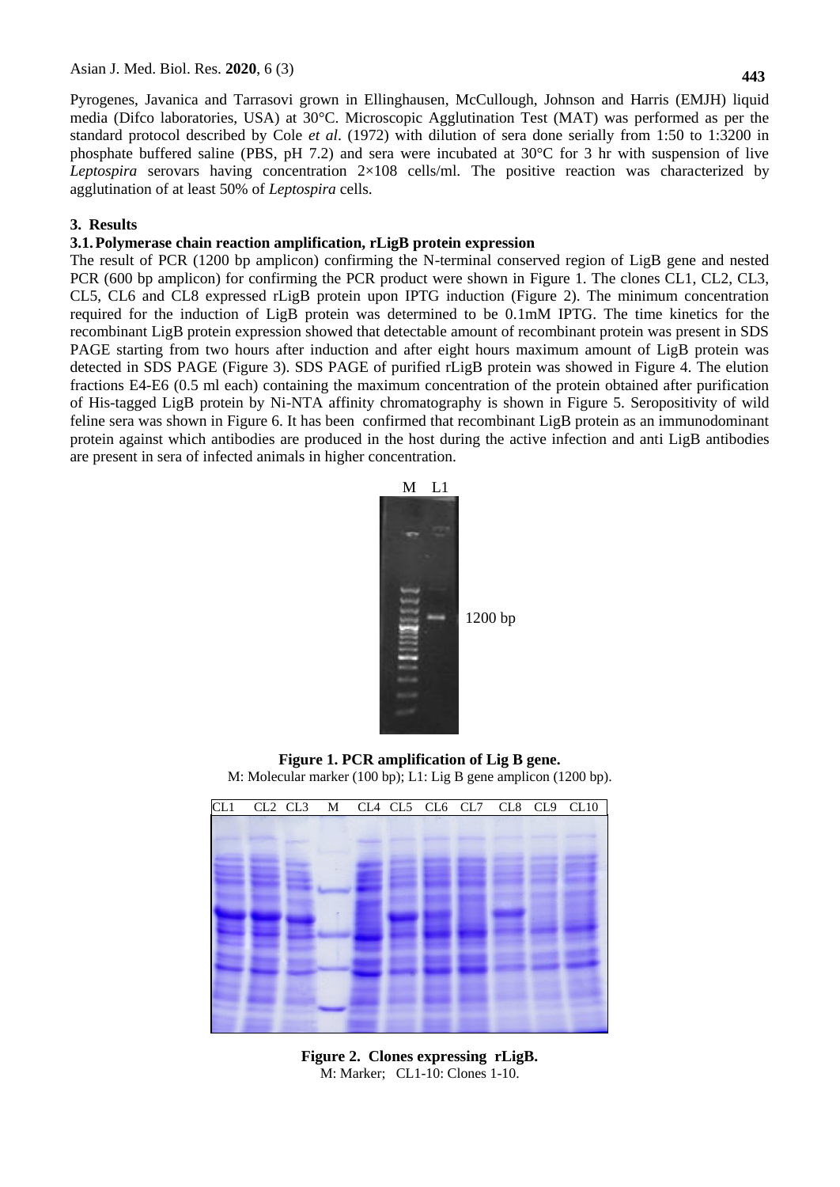Pyrogenes, Javanica and Tarrasovi grown in Ellinghausen, McCullough, Johnson and Harris (EMJH) liquid media (Difco laboratories, USA) at 30°C. Microscopic Agglutination Test (MAT) was performed as per the standard protocol described by Cole *et al*. (1972) with dilution of sera done serially from 1:50 to 1:3200 in phosphate buffered saline (PBS, pH 7.2) and sera were incubated at 30°C for 3 hr with suspension of live *Leptospira* serovars having concentration 2×108 cells/ml. The positive reaction was characterized by agglutination of at least 50% of *Leptospira* cells.

## 3. Results

### 3.1. Polymerase chain reaction amplification, rLigB protein expression

The result of PCR (1200 bp amplicon) confirming the N-terminal conserved region of LigB gene and nested PCR (600 bp amplicon) for confirming the PCR product were shown in Figure 1. The clones CL1, CL2, CL3, CL5, CL6 and CL8 expressed rLigB protein upon IPTG induction (Figure 2). The minimum concentration required for the induction of LigB protein was determined to be 0.1mM IPTG. The time kinetics for the recombinant LigB protein expression showed that detectable amount of recombinant protein was present in SDS PAGE starting from two hours after induction and after eight hours maximum amount of LigB protein was detected in SDS PAGE (Figure 3). SDS PAGE of purified rLigB protein was showed in Figure 4. The elution fractions E4-E6 (0.5 ml each) containing the maximum concentration of the protein obtained after purification of His-tagged LigB protein by Ni-NTA affinity chromatography is shown in Figure 5. Seropositivity of wild feline sera was shown in Figure 6. It has been confirmed that recombinant LigB protein as an immunodominant protein against which antibodies are produced in the host during the active infection and anti LigB antibodies are present in sera of infected animals in higher concentration.

**Figure 1. PCR amplification of Lig B gene.**
M: Molecular marker (100 bp); L1: Lig B gene amplicon (1200 bp).

**Figure 2. Clones expressing rLigB.**
M: Marker; CL1-10: Clones 1-10.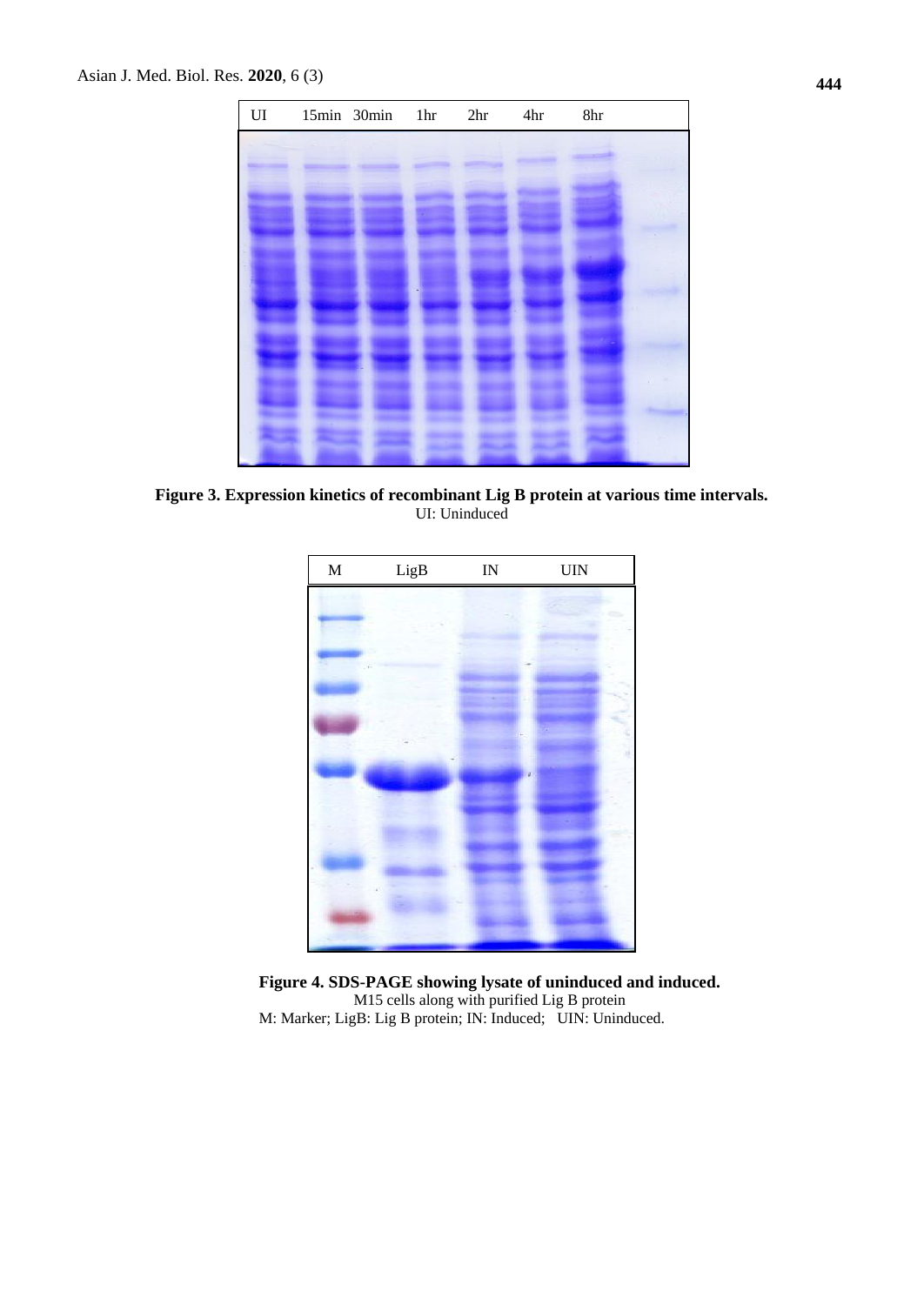UI 15min 30min 1hr 2hr 4hr 8hr

**Figure 3. Expression kinetics of recombinant Lig B protein at various time intervals.**
UI: Uninduced

M LigB IN UIN

**Figure 4. SDS-PAGE showing lysate of uninduced and induced.**
M15 cells along with purified Lig B protein
M: Marker; LigB: Lig B protein; IN: Induced; UIN: Uninduced.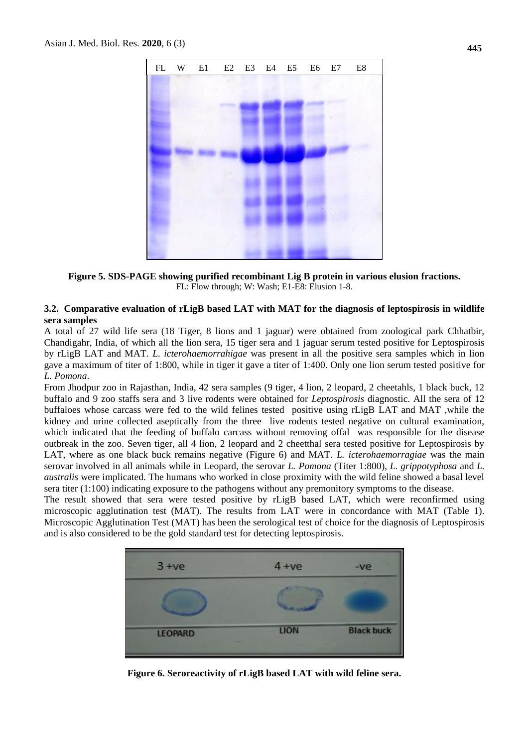Figure 5. SDS-PAGE showing purified recombinant Lig B protein in various elusion fractions.

FL: Flow through; W: Wash; E1-E8: Elusion 1-8.

### 3.2. Comparative evaluation of rLigB based LAT with MAT for the diagnosis of leptospirosis in wildlife sera samples

A total of 27 wild life sera (18 Tiger, 8 lions and 1 jaguar) were obtained from zoological park Chhatbir, Chandigahr, India, of which all the lion sera, 15 tiger sera and 1 jaguar serum tested positive for Leptospirosis by rLigB LAT and MAT. *L. icterohaemorrahigae* was present in all the positive sera samples which in lion gave a maximum of titer of 1:800, while in tiger it gave a titer of 1:400. Only one lion serum tested positive for *L. Pomona*.

From Jhodpur zoo in Rajasthan, India, 42 sera samples (9 tiger, 4 lion, 2 leopard, 2 cheetahls, 1 black buck, 12 buffalo and 9 zoo staffs sera and 3 live rodents were obtained for *Leptospirosis* diagnostic. All the sera of 12 buffaloes whose carcass were fed to the wild felines tested positive using rLigB LAT and MAT ,while the kidney and urine collected aseptically from the three live rodents tested negative on cultural examination, which indicated that the feeding of buffalo carcass without removing offal was responsible for the disease outbreak in the zoo. Seven tiger, all 4 lion, 2 leopard and 2 cheetthal sera tested positive for Leptospirosis by LAT, where as one black buck remains negative (Figure 6) and MAT. *L. icterohaemorragiae* was the main serovar involved in all animals while in Leopard, the serovar *L. Pomona* (Titer 1:800), *L. grippotyphosa* and *L. australis* were implicated. The humans who worked in close proximity with the wild feline showed a basal level sera titer (1:100) indicating exposure to the pathogens without any premonitory symptoms to the disease.

The result showed that sera were tested positive by rLigB based LAT, which were reconfirmed using microscopic agglutination test (MAT). The results from LAT were in concordance with MAT (Table 1). Microscopic Agglutination Test (MAT) has been the serological test of choice for the diagnosis of Leptospirosis and is also considered to be the gold standard test for detecting leptospirosis.

Figure 6. Seroreactivity of rLigB based LAT with wild feline sera.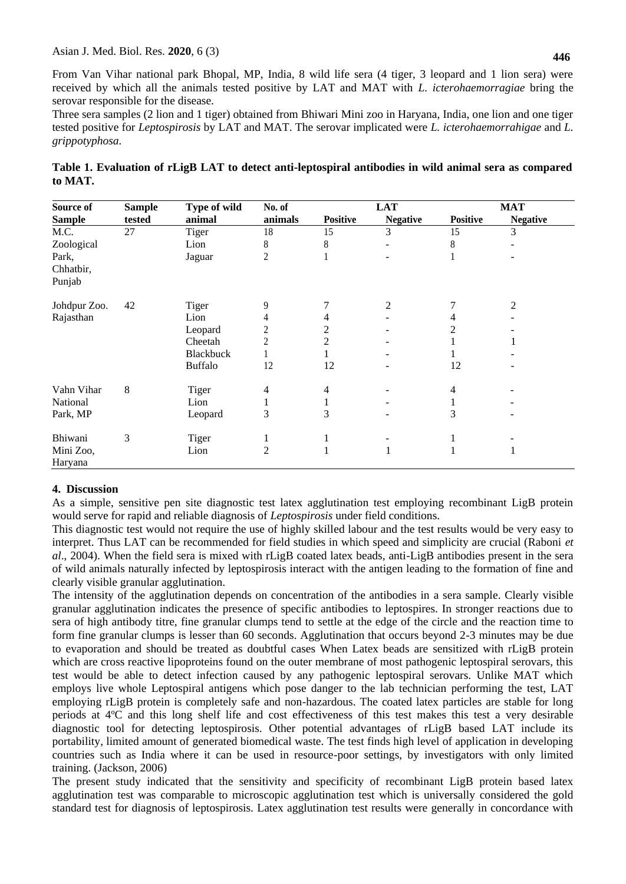From Van Vihar national park Bhopal, MP, India, 8 wild life sera (4 tiger, 3 leopard and 1 lion sera) were received by which all the animals tested positive by LAT and MAT with *L. icterohaemorragiae* bring the serovar responsible for the disease.

Three sera samples (2 lion and 1 tiger) obtained from Bhiwari Mini zoo in Haryana, India, one lion and one tiger tested positive for *Leptospirosis* by LAT and MAT. The serovar implicated were *L. icterohaemorrahigae* and *L. grippotyphosa*.

**Table 1. Evaluation of rLigB LAT to detect anti-leptospiral antibodies in wild animal sera as compared to MAT.**

| Source of Sample | Sample tested | Type of wild animal | No. of animals | LAT | | MAT | |
|---|---|---|---|---|---|---|---|
| | | | | Positive | Negative | Positive | Negative |
| M.C. Zoological Park, Chhatbir, Punjab | 27 | Tiger | 18 | 15 | 3 | 15 | 3 |
| | | Lion | 8 | 8 | - | 8 | - |
| | | Jaguar | 2 | 1 | - | 1 | - |
| Johdpur Zoo. Rajasthan | 42 | Tiger | 9 | 7 | 2 | 7 | 2 |
| | | Lion | 4 | 4 | - | 4 | - |
| | | Leopard | 2 | 2 | - | 2 | - |
| | | Cheetah | 2 | 2 | - | 1 | 1 |
| | | Blackbuck | 1 | 1 | - | 1 | - |
| | | Buffalo | 12 | 12 | - | 12 | - |
| Vahn Vihar National Park, MP | 8 | Tiger | 4 | 4 | - | 4 | - |
| | | Lion | 1 | 1 | - | 1 | - |
| | | Leopard | 3 | 3 | - | 3 | - |
| Bhiwani Mini Zoo, Haryana | 3 | Tiger | 1 | 1 | - | 1 | - |
| | | Lion | 2 | 1 | 1 | 1 | 1 |

## 4. Discussion

As a simple, sensitive pen site diagnostic test latex agglutination test employing recombinant LigB protein would serve for rapid and reliable diagnosis of *Leptospirosis* under field conditions.

This diagnostic test would not require the use of highly skilled labour and the test results would be very easy to interpret. Thus LAT can be recommended for field studies in which speed and simplicity are crucial (Raboni *et al*., 2004). When the field sera is mixed with rLigB coated latex beads, anti-LigB antibodies present in the sera of wild animals naturally infected by leptospirosis interact with the antigen leading to the formation of fine and clearly visible granular agglutination.

The intensity of the agglutination depends on concentration of the antibodies in a sera sample. Clearly visible granular agglutination indicates the presence of specific antibodies to leptospires. In stronger reactions due to sera of high antibody titre, fine granular clumps tend to settle at the edge of the circle and the reaction time to form fine granular clumps is lesser than 60 seconds. Agglutination that occurs beyond 2-3 minutes may be due to evaporation and should be treated as doubtful cases When Latex beads are sensitized with rLigB protein which are cross reactive lipoproteins found on the outer membrane of most pathogenic leptospiral serovars, this test would be able to detect infection caused by any pathogenic leptospiral serovars. Unlike MAT which employs live whole Leptospiral antigens which pose danger to the lab technician performing the test, LAT employing rLigB protein is completely safe and non-hazardous. The coated latex particles are stable for long periods at 4ºC and this long shelf life and cost effectiveness of this test makes this test a very desirable diagnostic tool for detecting leptospirosis. Other potential advantages of rLigB based LAT include its portability, limited amount of generated biomedical waste. The test finds high level of application in developing countries such as India where it can be used in resource-poor settings, by investigators with only limited training. (Jackson, 2006)

The present study indicated that the sensitivity and specificity of recombinant LigB protein based latex agglutination test was comparable to microscopic agglutination test which is universally considered the gold standard test for diagnosis of leptospirosis. Latex agglutination test results were generally in concordance with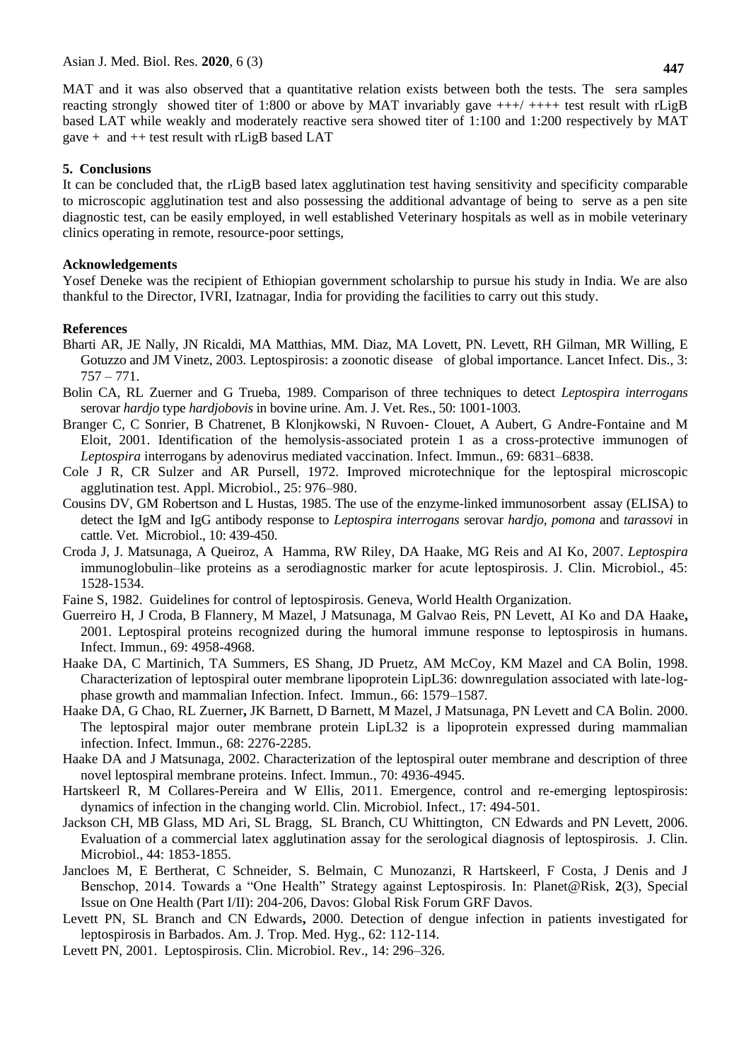MAT and it was also observed that a quantitative relation exists between both the tests. The sera samples reacting strongly showed titer of 1:800 or above by MAT invariably gave +++/ ++++ test result with rLigB based LAT while weakly and moderately reactive sera showed titer of 1:100 and 1:200 respectively by MAT gave + and ++ test result with rLigB based LAT

## 5. Conclusions

It can be concluded that, the rLigB based latex agglutination test having sensitivity and specificity comparable to microscopic agglutination test and also possessing the additional advantage of being to serve as a pen site diagnostic test, can be easily employed, in well established Veterinary hospitals as well as in mobile veterinary clinics operating in remote, resource-poor settings,

## Acknowledgements

Yosef Deneke was the recipient of Ethiopian government scholarship to pursue his study in India. We are also thankful to the Director, IVRI, Izatnagar, India for providing the facilities to carry out this study.

## References

Bharti AR, JE Nally, JN Ricaldi, MA Matthias, MM. Diaz, MA Lovett, PN. Levett, RH Gilman, MR Willing, E Gotuzzo and JM Vinetz, 2003. Leptospirosis: a zoonotic disease of global importance. Lancet Infect. Dis., 3: 757 – 771.

Bolin CA, RL Zuerner and G Trueba, 1989. Comparison of three techniques to detect *Leptospira interrogans* serovar *hardjo* type *hardjobovis* in bovine urine. Am. J. Vet. Res., 50: 1001-1003.

Branger C, C Sonrier, B Chatrenet, B Klonjkowski, N Ruvoen- Clouet, A Aubert, G Andre-Fontaine and M Eloit, 2001. Identification of the hemolysis-associated protein 1 as a cross-protective immunogen of *Leptospira* interrogans by adenovirus mediated vaccination. Infect. Immun., 69: 6831–6838.

Cole J R, CR Sulzer and AR Pursell, 1972. Improved microtechnique for the leptospiral microscopic agglutination test. Appl. Microbiol., 25: 976–980.

Cousins DV, GM Robertson and L Hustas, 1985. The use of the enzyme-linked immunosorbent assay (ELISA) to detect the IgM and IgG antibody response to *Leptospira interrogans* serovar *hardjo*, *pomona* and *tarassovi* in cattle. Vet. Microbiol., 10: 439-450.

Croda J, J. Matsunaga, A Queiroz, A Hamma, RW Riley, DA Haake, MG Reis and AI Ko, 2007. *Leptospira* immunoglobulin–like proteins as a serodiagnostic marker for acute leptospirosis. J. Clin. Microbiol., 45: 1528-1534.

Faine S, 1982. Guidelines for control of leptospirosis. Geneva, World Health Organization.

Guerreiro H, J Croda, B Flannery, M Mazel, J Matsunaga, M Galvao Reis, PN Levett, AI Ko and DA Haake**,** 2001. Leptospiral proteins recognized during the humoral immune response to leptospirosis in humans. Infect. Immun., 69: 4958-4968.

Haake DA, C Martinich, TA Summers, ES Shang, JD Pruetz, AM McCoy, KM Mazel and CA Bolin, 1998. Characterization of leptospiral outer membrane lipoprotein LipL36: downregulation associated with late-log-phase growth and mammalian Infection. Infect. Immun., 66: 1579–1587.

Haake DA, G Chao, RL Zuerner**,** JK Barnett, D Barnett, M Mazel, J Matsunaga, PN Levett and CA Bolin. 2000. The leptospiral major outer membrane protein LipL32 is a lipoprotein expressed during mammalian infection. Infect. Immun., 68: 2276-2285.

Haake DA and J Matsunaga, 2002. Characterization of the leptospiral outer membrane and description of three novel leptospiral membrane proteins. Infect. Immun., 70: 4936-4945.

Hartskeerl R, M Collares-Pereira and W Ellis, 2011. Emergence, control and re-emerging leptospirosis: dynamics of infection in the changing world. Clin. Microbiol. Infect., 17: 494-501.

Jackson CH, MB Glass, MD Ari, SL Bragg, SL Branch, CU Whittington, CN Edwards and PN Levett, 2006. Evaluation of a commercial latex agglutination assay for the serological diagnosis of leptospirosis. J. Clin. Microbiol., 44: 1853-1855.

Jancloes M, E Bertherat, C Schneider, S. Belmain, C Munozanzi, R Hartskeerl, F Costa, J Denis and J Benschop, 2014. Towards a "One Health" Strategy against Leptospirosis. In: Planet@Risk, **2**(3), Special Issue on One Health (Part I/II): 204-206, Davos: Global Risk Forum GRF Davos.

Levett PN, SL Branch and CN Edwards**,** 2000. Detection of dengue infection in patients investigated for leptospirosis in Barbados. Am. J. Trop. Med. Hyg., 62: 112-114.

Levett PN, 2001. Leptospirosis. Clin. Microbiol. Rev., 14: 296–326.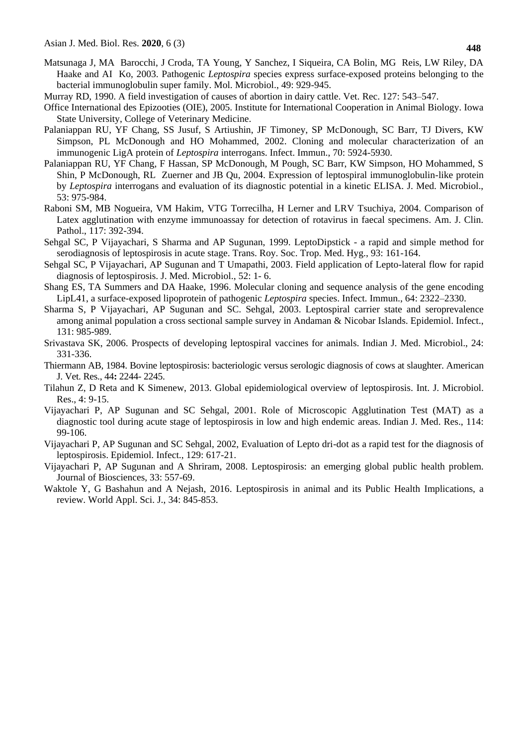Matsunaga J, MA Barocchi, J Croda, TA Young, Y Sanchez, I Siqueira, CA Bolin, MG Reis, LW Riley, DA Haake and AI Ko, 2003. Pathogenic *Leptospira* species express surface-exposed proteins belonging to the bacterial immunoglobulin super family. Mol. Microbiol., 49: 929-945.

Murray RD, 1990. A field investigation of causes of abortion in dairy cattle. Vet. Rec. 127: 543–547.

Office International des Epizooties (OIE), 2005. Institute for International Cooperation in Animal Biology. Iowa State University, College of Veterinary Medicine.

Palaniappan RU, YF Chang, SS Jusuf, S Artiushin, JF Timoney, SP McDonough, SC Barr, TJ Divers, KW Simpson, PL McDonough and HO Mohammed, 2002. Cloning and molecular characterization of an immunogenic LigA protein of *Leptospira* interrogans. Infect. Immun., 70: 5924-5930.

Palaniappan RU, YF Chang, F Hassan, SP McDonough, M Pough, SC Barr, KW Simpson, HO Mohammed, S Shin, P McDonough, RL Zuerner and JB Qu, 2004. Expression of leptospiral immunoglobulin-like protein by *Leptospira* interrogans and evaluation of its diagnostic potential in a kinetic ELISA. J. Med. Microbiol., 53: 975-984.

Raboni SM, MB Nogueira, VM Hakim, VTG Torrecilha, H Lerner and LRV Tsuchiya, 2004. Comparison of Latex agglutination with enzyme immunoassay for detection of rotavirus in faecal specimens. Am. J. Clin. Pathol., 117: 392-394.

Sehgal SC, P Vijayachari, S Sharma and AP Sugunan, 1999. LeptoDipstick - a rapid and simple method for serodiagnosis of leptospirosis in acute stage. Trans. Roy. Soc. Trop. Med. Hyg., 93: 161-164.

Sehgal SC, P Vijayachari, AP Sugunan and T Umapathi, 2003. Field application of Lepto-lateral flow for rapid diagnosis of leptospirosis. J. Med. Microbiol., 52: 1- 6.

Shang ES, TA Summers and DA Haake, 1996. Molecular cloning and sequence analysis of the gene encoding LipL41, a surface-exposed lipoprotein of pathogenic *Leptospira* species. Infect. Immun., 64: 2322–2330.

Sharma S, P Vijayachari, AP Sugunan and SC. Sehgal, 2003. Leptospiral carrier state and seroprevalence among animal population a cross sectional sample survey in Andaman & Nicobar Islands. Epidemiol. Infect., 131: 985-989.

Srivastava SK, 2006. Prospects of developing leptospiral vaccines for animals. Indian J. Med. Microbiol., 24: 331-336.

Thiermann AB, 1984. Bovine leptospirosis: bacteriologic versus serologic diagnosis of cows at slaughter. American J. Vet. Res., 44**:** 2244- 2245.

Tilahun Z, D Reta and K Simenew, 2013. Global epidemiological overview of leptospirosis. Int. J. Microbiol. Res., 4: 9-15.

Vijayachari P, AP Sugunan and SC Sehgal, 2001. Role of Microscopic Agglutination Test (MAT) as a diagnostic tool during acute stage of leptospirosis in low and high endemic areas. Indian J. Med. Res., 114: 99-106.

Vijayachari P, AP Sugunan and SC Sehgal, 2002, Evaluation of Lepto dri-dot as a rapid test for the diagnosis of leptospirosis. Epidemiol. Infect., 129: 617-21.

Vijayachari P, AP Sugunan and A Shriram, 2008. Leptospirosis: an emerging global public health problem. Journal of Biosciences, 33: 557-69.

Waktole Y, G Bashahun and A Nejash, 2016. Leptospirosis in animal and its Public Health Implications, a review. World Appl. Sci. J., 34: 845-853.